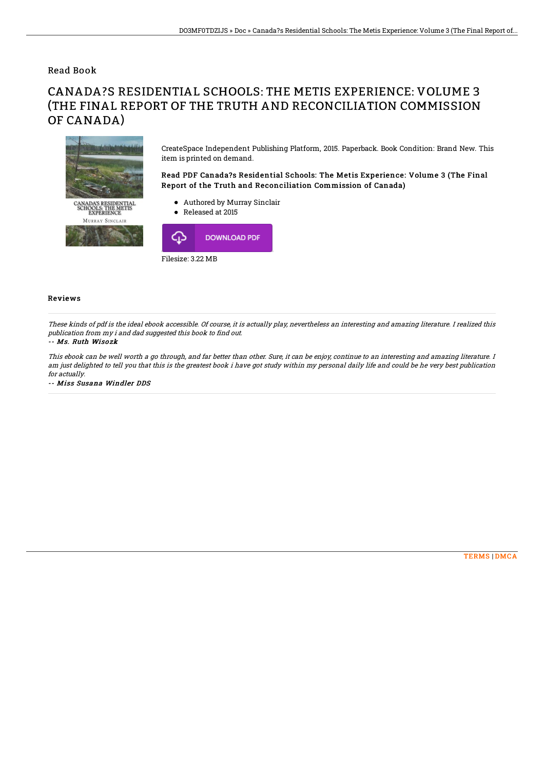Read Book

# CANADA?S RESIDENTIAL SCHOOLS: THE METIS EXPERIENCE: VOLUME 3 (THE FINAL REPORT OF THE TRUTH AND RECONCILIATION COMMISSION OF CANADA)

CreateSpace Independent Publishing Platform, 2015. Paperback. Book Condition: Brand New. This item is printed on demand.

### Read PDF Canada?s Residential Schools: The Metis Experience: Volume 3 (The Final Report of the Truth and Reconciliation Commission of Canada)

- Authored by Murray Sinclair
- Released at 2015

DOWNLOAD PDF

Filesize: 3.22 MB

## Reviews

*These kinds of pdf is the ideal ebook accessible. Of course, it is actually play, nevertheless an interesting and amazing literature. I realized this publication from my i and dad suggested this book to find out.*

*-- Ms. Ruth Wisozk*

*This ebook can be well worth a go through, and far better than other. Sure, it can be enjoy, continue to an interesting and amazing literature. I am just delighted to tell you that this is the greatest book i have got study within my personal daily life and could be he very best publication for actually.*

*-- Miss Susana Windler DDS*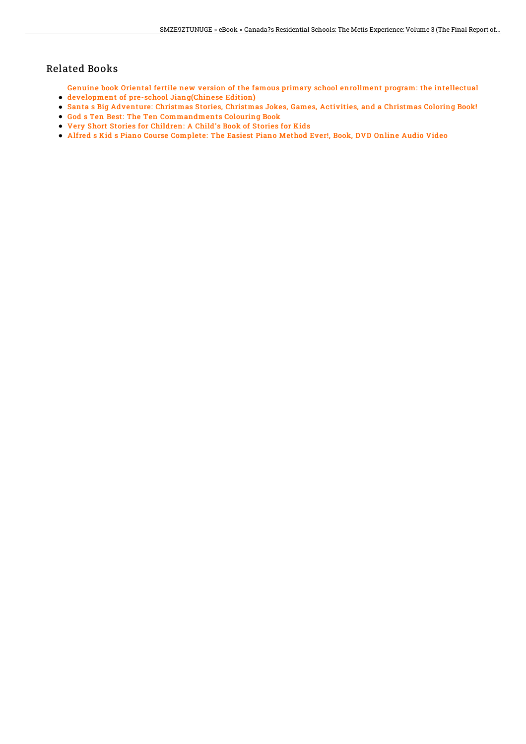## Related Books

- Genuine book Oriental fertile new version of the famous primary school enrollment program: the intellectual development of pre-school Jiang(Chinese Edition)
- Santa s Big Adventure: Christmas Stories, Christmas Jokes, Games, Activities, and a Christmas Coloring Book!
- God s Ten Best: The Ten Commandments Colouring Book
- Very Short Stories for Children: A Child's Book of Stories for Kids
- Alfred s Kid s Piano Course Complete: The Easiest Piano Method Ever!, Book, DVD Online Audio Video